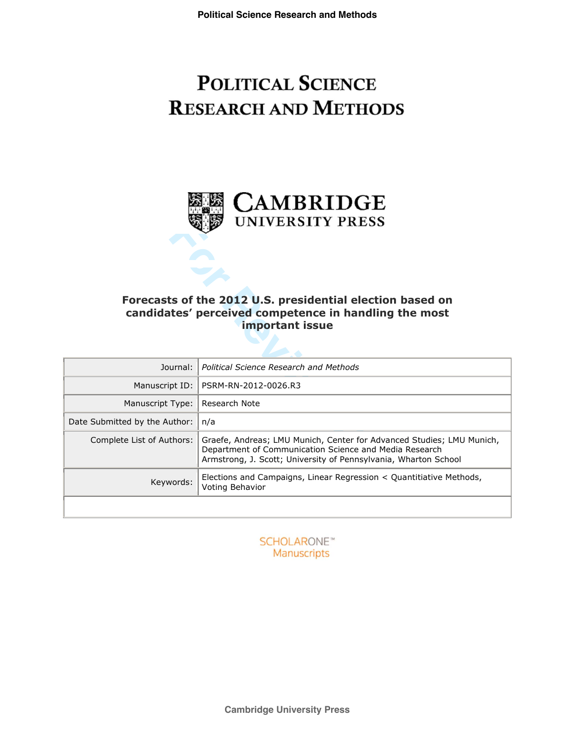# Political Science Research and Methods

Cambridge University Press

**Forecasts of the 2012 U.S. presidential election based on candidates' perceived competence in handling the most important issue**

| | |
|---|---|
| Journal: | *Political Science Research and Methods* |
| Manuscript ID: | PSRM-RN-2012-0026.R3 |
| Manuscript Type: | Research Note |
| Date Submitted by the Author: | n/a |
| Complete List of Authors: | Graefe, Andreas; LMU Munich, Center for Advanced Studies; LMU Munich, Department of Communication Science and Media Research<br>Armstrong, J. Scott; University of Pennsylvania, Wharton School |
| Keywords: | Elections and Campaigns, Linear Regression < Quantitiative Methods, Voting Behavior |

SCHOLARONE™ Manuscripts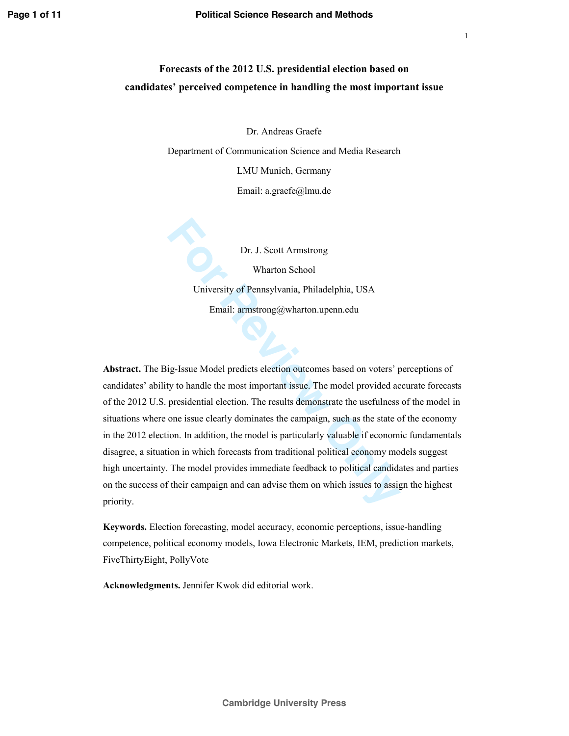# Forecasts of the 2012 U.S. presidential election based on candidates' perceived competence in handling the most important issue

Dr. Andreas Graefe

Department of Communication Science and Media Research

LMU Munich, Germany

Email: a.graefe@lmu.de

Dr. J. Scott Armstrong

Wharton School

University of Pennsylvania, Philadelphia, USA

Email: armstrong@wharton.upenn.edu

**Abstract.** The Big-Issue Model predicts election outcomes based on voters' perceptions of candidates' ability to handle the most important issue. The model provided accurate forecasts of the 2012 U.S. presidential election. The results demonstrate the usefulness of the model in situations where one issue clearly dominates the campaign, such as the state of the economy in the 2012 election. In addition, the model is particularly valuable if economic fundamentals disagree, a situation in which forecasts from traditional political economy models suggest high uncertainty. The model provides immediate feedback to political candidates and parties on the success of their campaign and can advise them on which issues to assign the highest priority.

**Keywords.** Election forecasting, model accuracy, economic perceptions, issue-handling competence, political economy models, Iowa Electronic Markets, IEM, prediction markets, FiveThirtyEight, PollyVote

**Acknowledgments.** Jennifer Kwok did editorial work.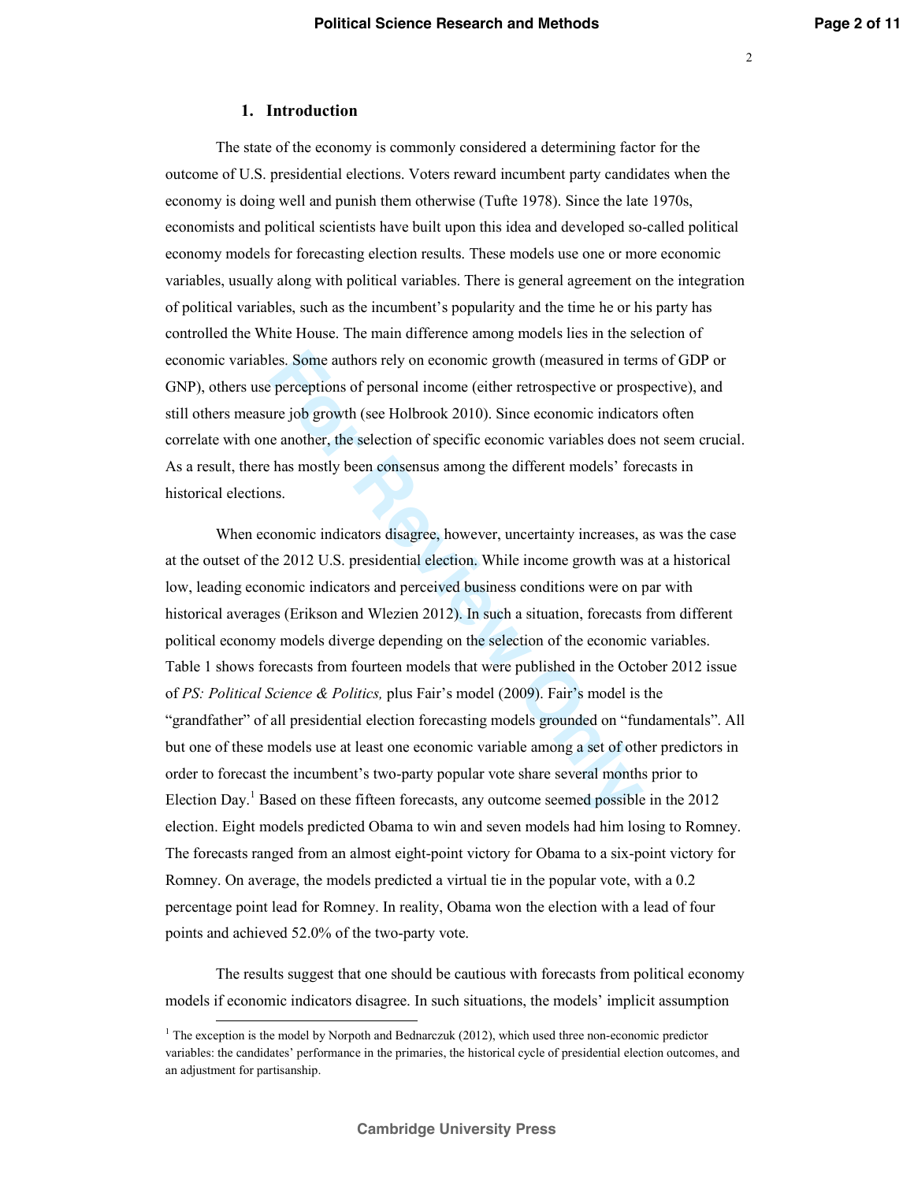## 1. Introduction

The state of the economy is commonly considered a determining factor for the outcome of U.S. presidential elections. Voters reward incumbent party candidates when the economy is doing well and punish them otherwise (Tufte 1978). Since the late 1970s, economists and political scientists have built upon this idea and developed so-called political economy models for forecasting election results. These models use one or more economic variables, usually along with political variables. There is general agreement on the integration of political variables, such as the incumbent's popularity and the time he or his party has controlled the White House. The main difference among models lies in the selection of economic variables. Some authors rely on economic growth (measured in terms of GDP or GNP), others use perceptions of personal income (either retrospective or prospective), and still others measure job growth (see Holbrook 2010). Since economic indicators often correlate with one another, the selection of specific economic variables does not seem crucial. As a result, there has mostly been consensus among the different models' forecasts in historical elections.

When economic indicators disagree, however, uncertainty increases, as was the case at the outset of the 2012 U.S. presidential election. While income growth was at a historical low, leading economic indicators and perceived business conditions were on par with historical averages (Erikson and Wlezien 2012). In such a situation, forecasts from different political economy models diverge depending on the selection of the economic variables. Table 1 shows forecasts from fourteen models that were published in the October 2012 issue of *PS: Political Science & Politics,* plus Fair's model (2009). Fair's model is the "grandfather" of all presidential election forecasting models grounded on "fundamentals". All but one of these models use at least one economic variable among a set of other predictors in order to forecast the incumbent's two-party popular vote share several months prior to Election Day.[1] Based on these fifteen forecasts, any outcome seemed possible in the 2012 election. Eight models predicted Obama to win and seven models had him losing to Romney. The forecasts ranged from an almost eight-point victory for Obama to a six-point victory for Romney. On average, the models predicted a virtual tie in the popular vote, with a 0.2 percentage point lead for Romney. In reality, Obama won the election with a lead of four points and achieved 52.0% of the two-party vote.

The results suggest that one should be cautious with forecasts from political economy models if economic indicators disagree. In such situations, the models' implicit assumption

[1] The exception is the model by Norpoth and Bednarczuk (2012), which used three non-economic predictor variables: the candidates' performance in the primaries, the historical cycle of presidential election outcomes, and an adjustment for partisanship.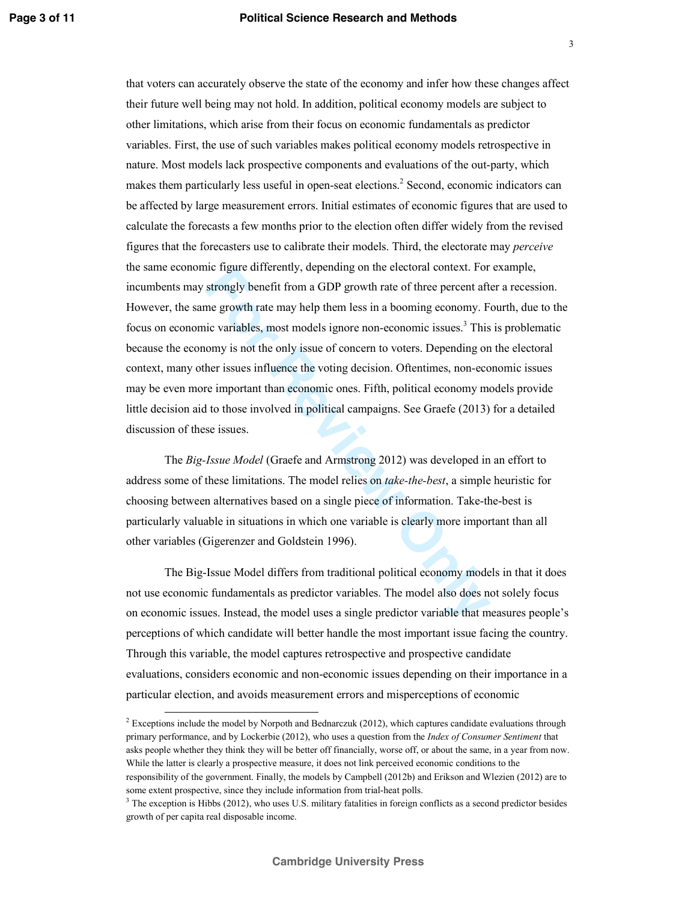that voters can accurately observe the state of the economy and infer how these changes affect their future well being may not hold. In addition, political economy models are subject to other limitations, which arise from their focus on economic fundamentals as predictor variables. First, the use of such variables makes political economy models retrospective in nature. Most models lack prospective components and evaluations of the out-party, which makes them particularly less useful in open-seat elections.[2] Second, economic indicators can be affected by large measurement errors. Initial estimates of economic figures that are used to calculate the forecasts a few months prior to the election often differ widely from the revised figures that the forecasters use to calibrate their models. Third, the electorate may *perceive* the same economic figure differently, depending on the electoral context. For example, incumbents may strongly benefit from a GDP growth rate of three percent after a recession. However, the same growth rate may help them less in a booming economy. Fourth, due to the focus on economic variables, most models ignore non-economic issues.[3] This is problematic because the economy is not the only issue of concern to voters. Depending on the electoral context, many other issues influence the voting decision. Oftentimes, non-economic issues may be even more important than economic ones. Fifth, political economy models provide little decision aid to those involved in political campaigns. See Graefe (2013) for a detailed discussion of these issues.

The *Big-Issue Model* (Graefe and Armstrong 2012) was developed in an effort to address some of these limitations. The model relies on *take-the-best*, a simple heuristic for choosing between alternatives based on a single piece of information. Take-the-best is particularly valuable in situations in which one variable is clearly more important than all other variables (Gigerenzer and Goldstein 1996).

The Big-Issue Model differs from traditional political economy models in that it does not use economic fundamentals as predictor variables. The model also does not solely focus on economic issues. Instead, the model uses a single predictor variable that measures people's perceptions of which candidate will better handle the most important issue facing the country. Through this variable, the model captures retrospective and prospective candidate evaluations, considers economic and non-economic issues depending on their importance in a particular election, and avoids measurement errors and misperceptions of economic

---

[2] Exceptions include the model by Norpoth and Bednarczuk (2012), which captures candidate evaluations through primary performance, and by Lockerbie (2012), who uses a question from the *Index of Consumer Sentiment* that asks people whether they think they will be better off financially, worse off, or about the same, in a year from now. While the latter is clearly a prospective measure, it does not link perceived economic conditions to the responsibility of the government. Finally, the models by Campbell (2012b) and Erikson and Wlezien (2012) are to some extent prospective, since they include information from trial-heat polls.

[3] The exception is Hibbs (2012), who uses U.S. military fatalities in foreign conflicts as a second predictor besides growth of per capita real disposable income.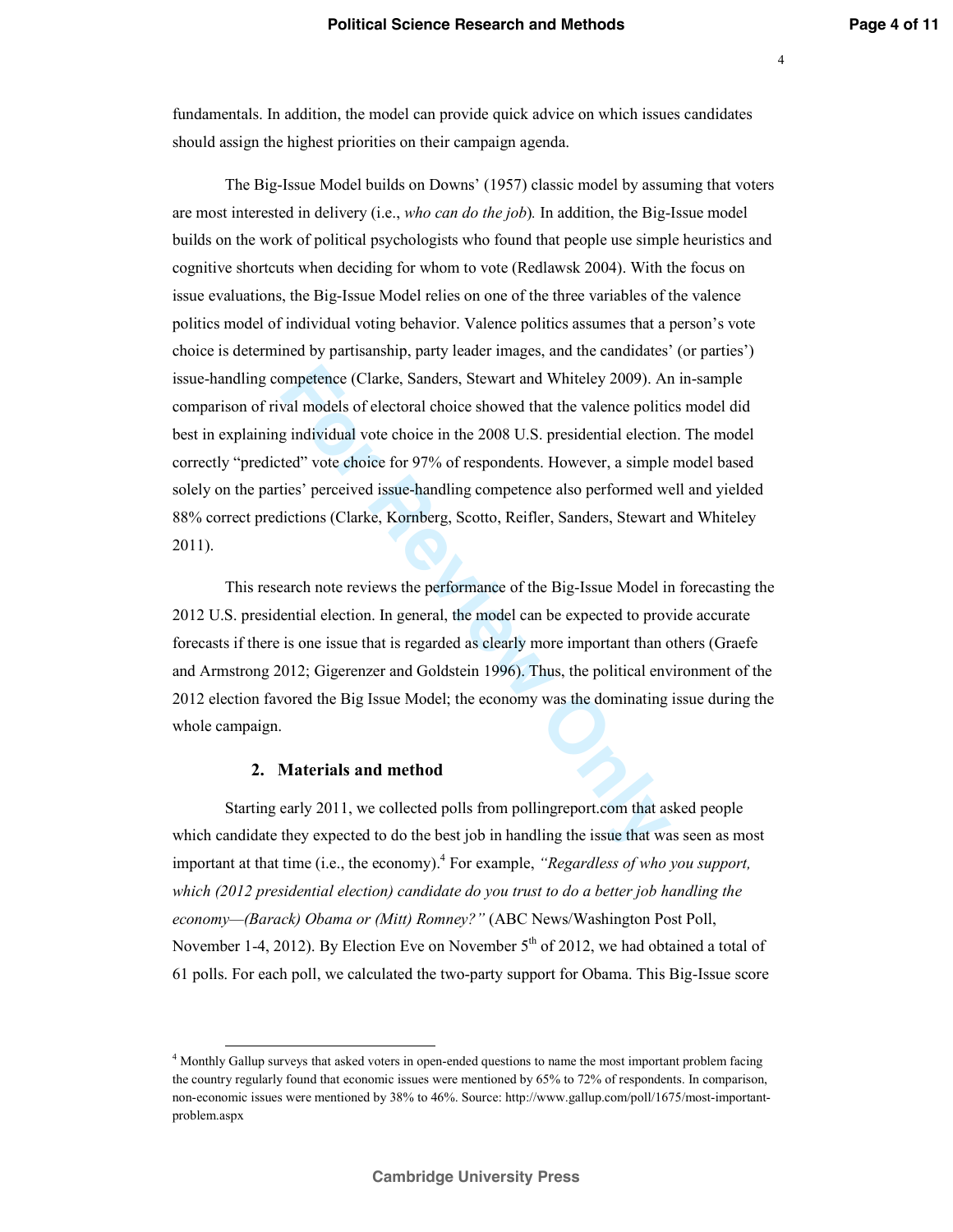fundamentals. In addition, the model can provide quick advice on which issues candidates should assign the highest priorities on their campaign agenda.

The Big-Issue Model builds on Downs' (1957) classic model by assuming that voters are most interested in delivery (i.e., *who can do the job*). In addition, the Big-Issue model builds on the work of political psychologists who found that people use simple heuristics and cognitive shortcuts when deciding for whom to vote (Redlawsk 2004). With the focus on issue evaluations, the Big-Issue Model relies on one of the three variables of the valence politics model of individual voting behavior. Valence politics assumes that a person's vote choice is determined by partisanship, party leader images, and the candidates' (or parties') issue-handling competence (Clarke, Sanders, Stewart and Whiteley 2009). An in-sample comparison of rival models of electoral choice showed that the valence politics model did best in explaining individual vote choice in the 2008 U.S. presidential election. The model correctly "predicted" vote choice for 97% of respondents. However, a simple model based solely on the parties' perceived issue-handling competence also performed well and yielded 88% correct predictions (Clarke, Kornberg, Scotto, Reifler, Sanders, Stewart and Whiteley 2011).

This research note reviews the performance of the Big-Issue Model in forecasting the 2012 U.S. presidential election. In general, the model can be expected to provide accurate forecasts if there is one issue that is regarded as clearly more important than others (Graefe and Armstrong 2012; Gigerenzer and Goldstein 1996). Thus, the political environment of the 2012 election favored the Big Issue Model; the economy was the dominating issue during the whole campaign.

## 2. Materials and method

Starting early 2011, we collected polls from pollingreport.com that asked people which candidate they expected to do the best job in handling the issue that was seen as most important at that time (i.e., the economy).[4] For example, *"Regardless of who you support, which (2012 presidential election) candidate do you trust to do a better job handling the economy—(Barack) Obama or (Mitt) Romney?"* (ABC News/Washington Post Poll, November 1-4, 2012). By Election Eve on November 5th of 2012, we had obtained a total of 61 polls. For each poll, we calculated the two-party support for Obama. This Big-Issue score

[4] Monthly Gallup surveys that asked voters in open-ended questions to name the most important problem facing the country regularly found that economic issues were mentioned by 65% to 72% of respondents. In comparison, non-economic issues were mentioned by 38% to 46%. Source: http://www.gallup.com/poll/1675/most-important-problem.aspx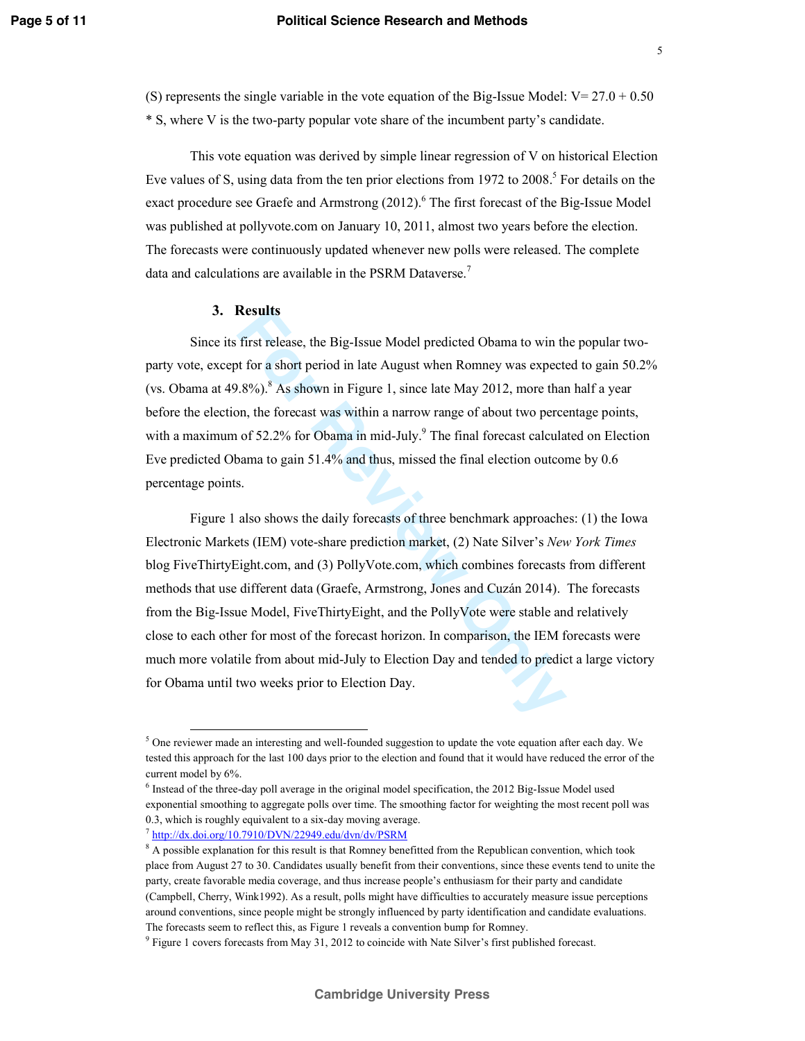(S) represents the single variable in the vote equation of the Big-Issue Model: $V = 27.0 + 0.50 * S$, where V is the two-party popular vote share of the incumbent party's candidate.

This vote equation was derived by simple linear regression of V on historical Election Eve values of S, using data from the ten prior elections from 1972 to 2008.[5] For details on the exact procedure see Graefe and Armstrong (2012).[6] The first forecast of the Big-Issue Model was published at pollyvote.com on January 10, 2011, almost two years before the election. The forecasts were continuously updated whenever new polls were released. The complete data and calculations are available in the PSRM Dataverse.[7]

## 3. Results

Since its first release, the Big-Issue Model predicted Obama to win the popular two-party vote, except for a short period in late August when Romney was expected to gain 50.2% (vs. Obama at 49.8%).[8] As shown in Figure 1, since late May 2012, more than half a year before the election, the forecast was within a narrow range of about two percentage points, with a maximum of 52.2% for Obama in mid-July.[9] The final forecast calculated on Election Eve predicted Obama to gain 51.4% and thus, missed the final election outcome by 0.6 percentage points.

Figure 1 also shows the daily forecasts of three benchmark approaches: (1) the Iowa Electronic Markets (IEM) vote-share prediction market, (2) Nate Silver's *New York Times* blog FiveThirtyEight.com, and (3) PollyVote.com, which combines forecasts from different methods that use different data (Graefe, Armstrong, Jones and Cuzán 2014). The forecasts from the Big-Issue Model, FiveThirtyEight, and the PollyVote were stable and relatively close to each other for most of the forecast horizon. In comparison, the IEM forecasts were much more volatile from about mid-July to Election Day and tended to predict a large victory for Obama until two weeks prior to Election Day.

---

[5] One reviewer made an interesting and well-founded suggestion to update the vote equation after each day. We tested this approach for the last 100 days prior to the election and found that it would have reduced the error of the current model by 6%.

[6] Instead of the three-day poll average in the original model specification, the 2012 Big-Issue Model used exponential smoothing to aggregate polls over time. The smoothing factor for weighting the most recent poll was 0.3, which is roughly equivalent to a six-day moving average.

[7] http://dx.doi.org/10.7910/DVN/22949.edu/dvn/dv/PSRM

[8] A possible explanation for this result is that Romney benefitted from the Republican convention, which took place from August 27 to 30. Candidates usually benefit from their conventions, since these events tend to unite the party, create favorable media coverage, and thus increase people's enthusiasm for their party and candidate (Campbell, Cherry, Wink1992). As a result, polls might have difficulties to accurately measure issue perceptions around conventions, since people might be strongly influenced by party identification and candidate evaluations. The forecasts seem to reflect this, as Figure 1 reveals a convention bump for Romney.

[9] Figure 1 covers forecasts from May 31, 2012 to coincide with Nate Silver's first published forecast.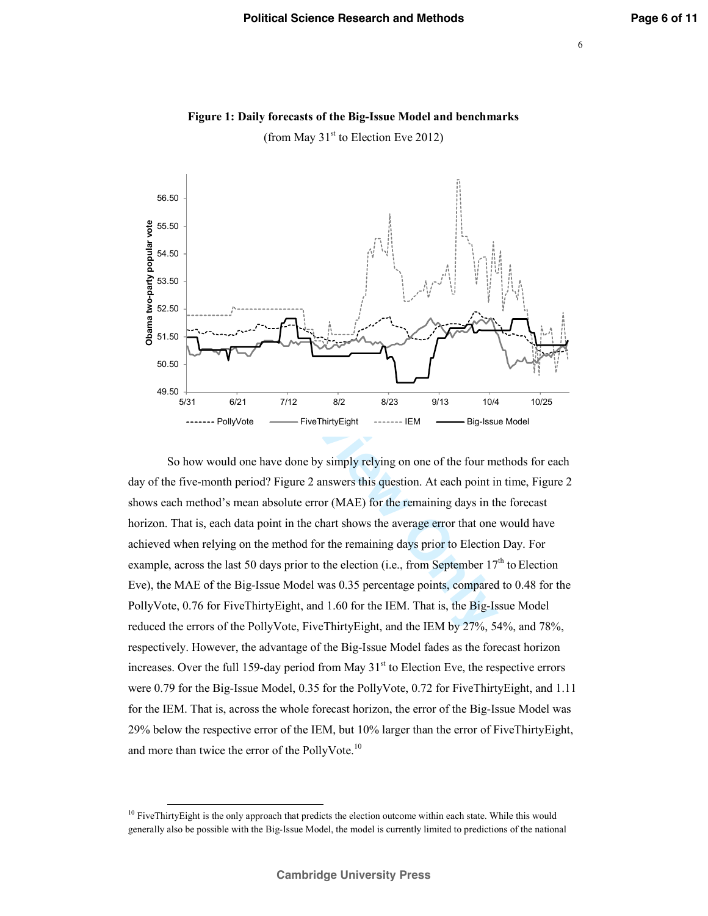**Figure 1: Daily forecasts of the Big-Issue Model and benchmarks**

(from May 31st to Election Eve 2012)

So how would one have done by simply relying on one of the four methods for each day of the five-month period? Figure 2 answers this question. At each point in time, Figure 2 shows each method's mean absolute error (MAE) for the remaining days in the forecast horizon. That is, each data point in the chart shows the average error that one would have achieved when relying on the method for the remaining days prior to Election Day. For example, across the last 50 days prior to the election (i.e., from September 17th to Election Eve), the MAE of the Big-Issue Model was 0.35 percentage points, compared to 0.48 for the PollyVote, 0.76 for FiveThirtyEight, and 1.60 for the IEM. That is, the Big-Issue Model reduced the errors of the PollyVote, FiveThirtyEight, and the IEM by 27%, 54%, and 78%, respectively. However, the advantage of the Big-Issue Model fades as the forecast horizon increases. Over the full 159-day period from May 31st to Election Eve, the respective errors were 0.79 for the Big-Issue Model, 0.35 for the PollyVote, 0.72 for FiveThirtyEight, and 1.11 for the IEM. That is, across the whole forecast horizon, the error of the Big-Issue Model was 29% below the respective error of the IEM, but 10% larger than the error of FiveThirtyEight, and more than twice the error of the PollyVote.[10]

[10] FiveThirtyEight is the only approach that predicts the election outcome within each state. While this would generally also be possible with the Big-Issue Model, the model is currently limited to predictions of the national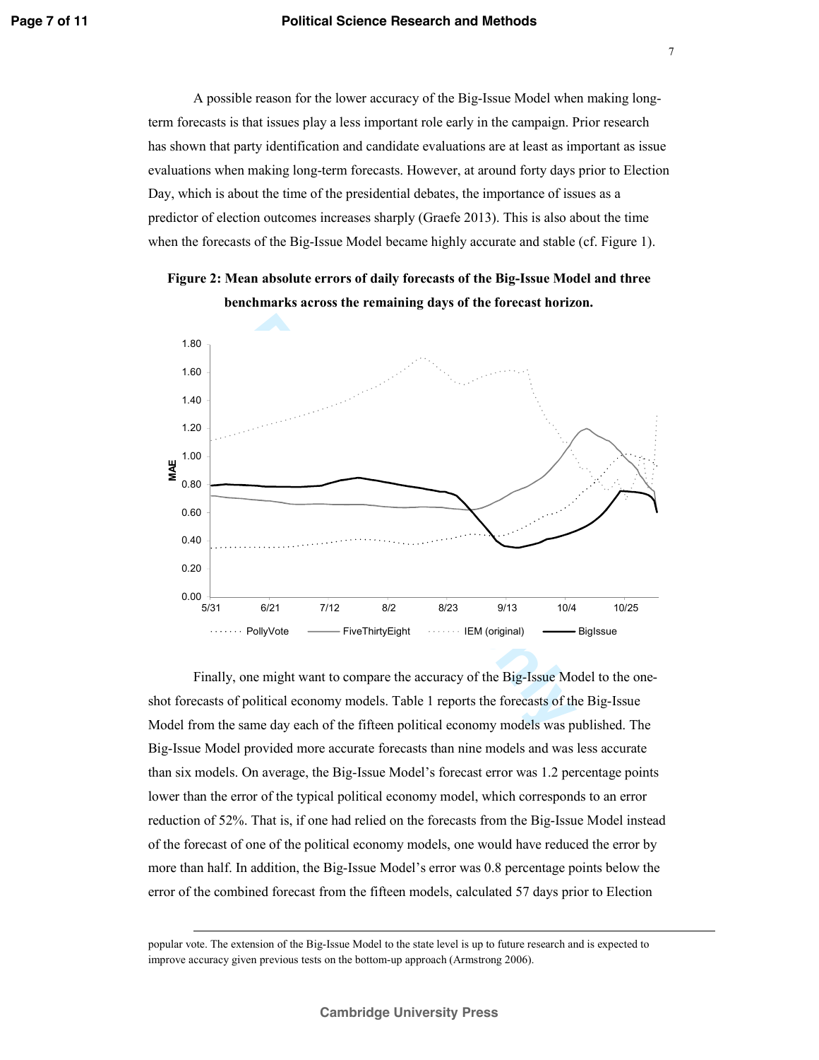A possible reason for the lower accuracy of the Big-Issue Model when making long-term forecasts is that issues play a less important role early in the campaign. Prior research has shown that party identification and candidate evaluations are at least as important as issue evaluations when making long-term forecasts. However, at around forty days prior to Election Day, which is about the time of the presidential debates, the importance of issues as a predictor of election outcomes increases sharply (Graefe 2013). This is also about the time when the forecasts of the Big-Issue Model became highly accurate and stable (cf. Figure 1).

**Figure 2: Mean absolute errors of daily forecasts of the Big-Issue Model and three benchmarks across the remaining days of the forecast horizon.**

Finally, one might want to compare the accuracy of the Big-Issue Model to the one-shot forecasts of political economy models. Table 1 reports the forecasts of the Big-Issue Model from the same day each of the fifteen political economy models was published. The Big-Issue Model provided more accurate forecasts than nine models and was less accurate than six models. On average, the Big-Issue Model's forecast error was 1.2 percentage points lower than the error of the typical political economy model, which corresponds to an error reduction of 52%. That is, if one had relied on the forecasts from the Big-Issue Model instead of the forecast of one of the political economy models, one would have reduced the error by more than half. In addition, the Big-Issue Model's error was 0.8 percentage points below the error of the combined forecast from the fifteen models, calculated 57 days prior to Election

popular vote. The extension of the Big-Issue Model to the state level is up to future research and is expected to improve accuracy given previous tests on the bottom-up approach (Armstrong 2006).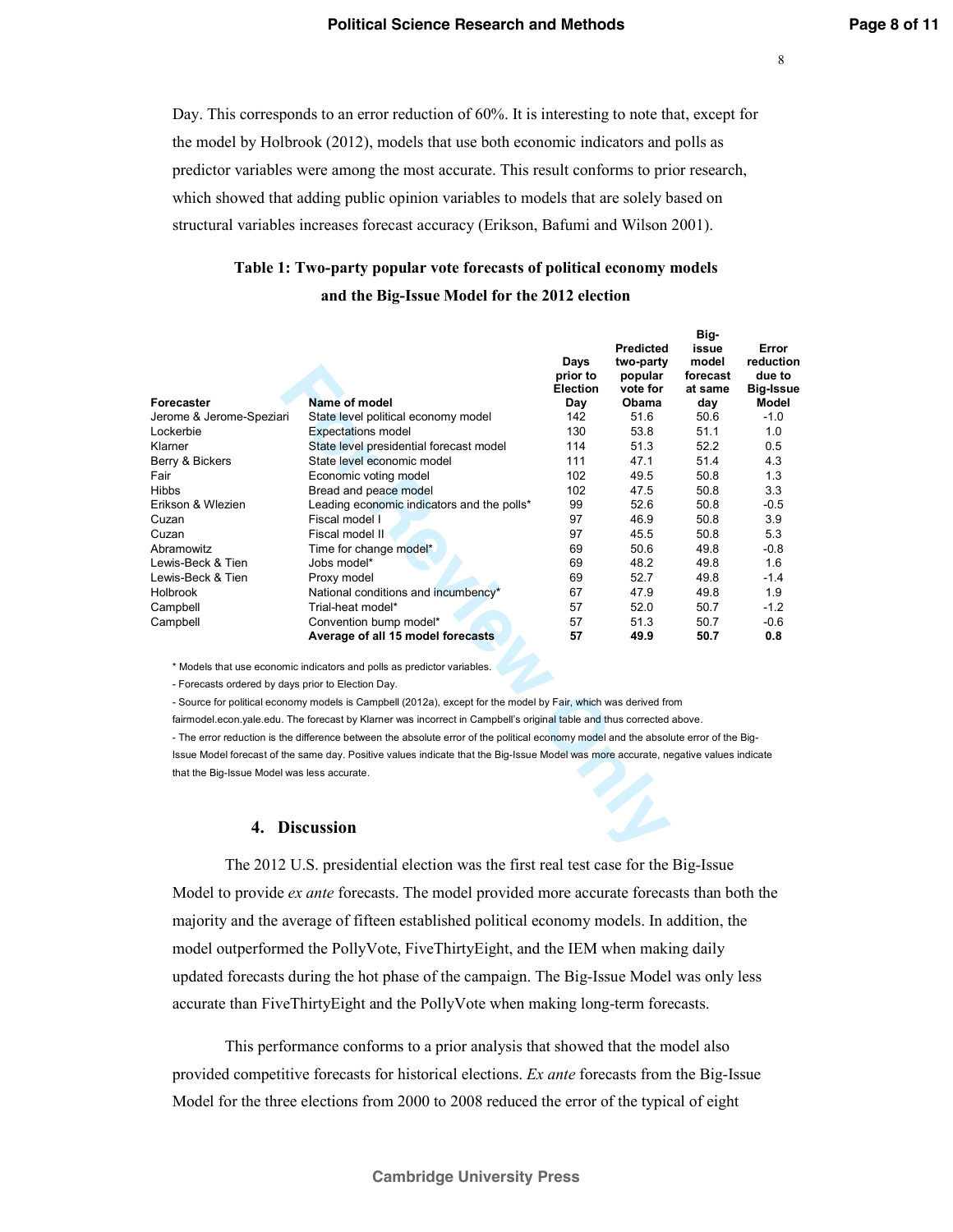Day. This corresponds to an error reduction of 60%. It is interesting to note that, except for the model by Holbrook (2012), models that use both economic indicators and polls as predictor variables were among the most accurate. This result conforms to prior research, which showed that adding public opinion variables to models that are solely based on structural variables increases forecast accuracy (Erikson, Bafumi and Wilson 2001).

**Table 1: Two-party popular vote forecasts of political economy models and the Big-Issue Model for the 2012 election**

| Forecaster | Name of model | Days prior to Election Day | Predicted two-party popular vote for Obama | Big-issue model forecast at same day | Error reduction due to Big-Issue Model |
|---|---|---|---|---|---|
| Jerome & Jerome-Speziari | State level political economy model | 142 | 51.6 | 50.6 | -1.0 |
| Lockerbie | Expectations model | 130 | 53.8 | 51.1 | 1.0 |
| Klarner | State level presidential forecast model | 114 | 51.3 | 52.2 | 0.5 |
| Berry & Bickers | State level economic model | 111 | 47.1 | 51.4 | 4.3 |
| Fair | Economic voting model | 102 | 49.5 | 50.8 | 1.3 |
| Hibbs | Bread and peace model | 102 | 47.5 | 50.8 | 3.3 |
| Erikson & Wlezien | Leading economic indicators and the polls* | 99 | 52.6 | 50.8 | -0.5 |
| Cuzan | Fiscal model I | 97 | 46.9 | 50.8 | 3.9 |
| Cuzan | Fiscal model II | 97 | 45.5 | 50.8 | 5.3 |
| Abramowitz | Time for change model* | 69 | 50.6 | 49.8 | -0.8 |
| Lewis-Beck & Tien | Jobs model* | 69 | 48.2 | 49.8 | 1.6 |
| Lewis-Beck & Tien | Proxy model | 69 | 52.7 | 49.8 | -1.4 |
| Holbrook | National conditions and incumbency* | 67 | 47.9 | 49.8 | 1.9 |
| Campbell | Trial-heat model* | 57 | 52.0 | 50.7 | -1.2 |
| Campbell | Convention bump model* | 57 | 51.3 | 50.7 | -0.6 |
| | **Average of all 15 model forecasts** | **57** | **49.9** | **50.7** | **0.8** |

\* Models that use economic indicators and polls as predictor variables.

- Forecasts ordered by days prior to Election Day.

- Source for political economy models is Campbell (2012a), except for the model by Fair, which was derived from fairmodel.econ.yale.edu. The forecast by Klarner was incorrect in Campbell's original table and thus corrected above.

- The error reduction is the difference between the absolute error of the political economy model and the absolute error of the Big-Issue Model forecast of the same day. Positive values indicate that the Big-Issue Model was more accurate, negative values indicate that the Big-Issue Model was less accurate.

## 4. Discussion

The 2012 U.S. presidential election was the first real test case for the Big-Issue Model to provide *ex ante* forecasts. The model provided more accurate forecasts than both the majority and the average of fifteen established political economy models. In addition, the model outperformed the PollyVote, FiveThirtyEight, and the IEM when making daily updated forecasts during the hot phase of the campaign. The Big-Issue Model was only less accurate than FiveThirtyEight and the PollyVote when making long-term forecasts.

This performance conforms to a prior analysis that showed that the model also provided competitive forecasts for historical elections. *Ex ante* forecasts from the Big-Issue Model for the three elections from 2000 to 2008 reduced the error of the typical of eight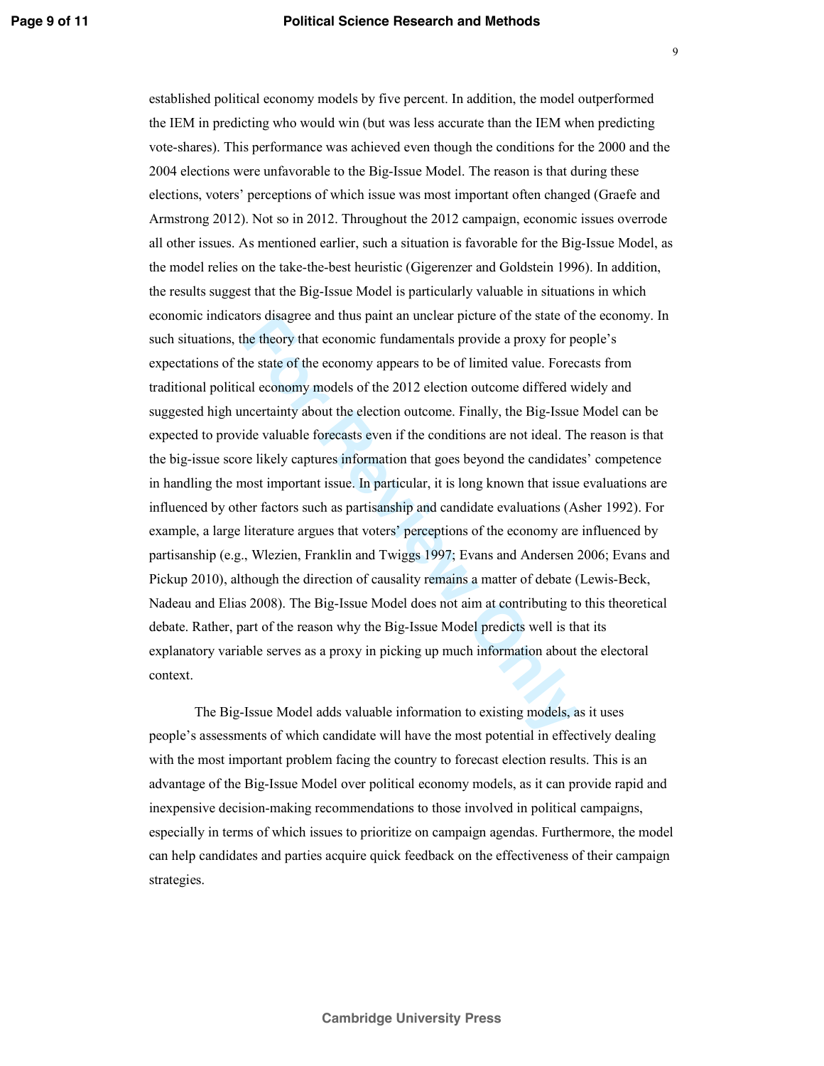established political economy models by five percent. In addition, the model outperformed the IEM in predicting who would win (but was less accurate than the IEM when predicting vote-shares). This performance was achieved even though the conditions for the 2000 and the 2004 elections were unfavorable to the Big-Issue Model. The reason is that during these elections, voters' perceptions of which issue was most important often changed (Graefe and Armstrong 2012). Not so in 2012. Throughout the 2012 campaign, economic issues overrode all other issues. As mentioned earlier, such a situation is favorable for the Big-Issue Model, as the model relies on the take-the-best heuristic (Gigerenzer and Goldstein 1996). In addition, the results suggest that the Big-Issue Model is particularly valuable in situations in which economic indicators disagree and thus paint an unclear picture of the state of the economy. In such situations, the theory that economic fundamentals provide a proxy for people's expectations of the state of the economy appears to be of limited value. Forecasts from traditional political economy models of the 2012 election outcome differed widely and suggested high uncertainty about the election outcome. Finally, the Big-Issue Model can be expected to provide valuable forecasts even if the conditions are not ideal. The reason is that the big-issue score likely captures information that goes beyond the candidates' competence in handling the most important issue. In particular, it is long known that issue evaluations are influenced by other factors such as partisanship and candidate evaluations (Asher 1992). For example, a large literature argues that voters' perceptions of the economy are influenced by partisanship (e.g., Wlezien, Franklin and Twiggs 1997; Evans and Andersen 2006; Evans and Pickup 2010), although the direction of causality remains a matter of debate (Lewis-Beck, Nadeau and Elias 2008). The Big-Issue Model does not aim at contributing to this theoretical debate. Rather, part of the reason why the Big-Issue Model predicts well is that its explanatory variable serves as a proxy in picking up much information about the electoral context.

The Big-Issue Model adds valuable information to existing models, as it uses people's assessments of which candidate will have the most potential in effectively dealing with the most important problem facing the country to forecast election results. This is an advantage of the Big-Issue Model over political economy models, as it can provide rapid and inexpensive decision-making recommendations to those involved in political campaigns, especially in terms of which issues to prioritize on campaign agendas. Furthermore, the model can help candidates and parties acquire quick feedback on the effectiveness of their campaign strategies.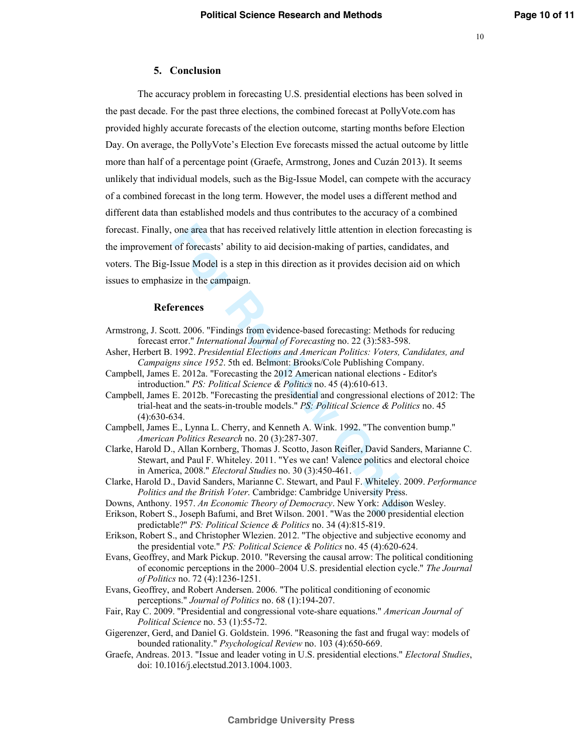## 5. Conclusion

The accuracy problem in forecasting U.S. presidential elections has been solved in the past decade. For the past three elections, the combined forecast at PollyVote.com has provided highly accurate forecasts of the election outcome, starting months before Election Day. On average, the PollyVote's Election Eve forecasts missed the actual outcome by little more than half of a percentage point (Graefe, Armstrong, Jones and Cuzán 2013). It seems unlikely that individual models, such as the Big-Issue Model, can compete with the accuracy of a combined forecast in the long term. However, the model uses a different method and different data than established models and thus contributes to the accuracy of a combined forecast. Finally, one area that has received relatively little attention in election forecasting is the improvement of forecasts' ability to aid decision-making of parties, candidates, and voters. The Big-Issue Model is a step in this direction as it provides decision aid on which issues to emphasize in the campaign.

## References

Armstrong, J. Scott. 2006. "Findings from evidence-based forecasting: Methods for reducing forecast error." *International Journal of Forecasting* no. 22 (3):583-598.

Asher, Herbert B. 1992. *Presidential Elections and American Politics: Voters, Candidates, and Campaigns since 1952*. 5th ed. Belmont: Brooks/Cole Publishing Company.

Campbell, James E. 2012a. "Forecasting the 2012 American national elections - Editor's introduction." *PS: Political Science & Politics* no. 45 (4):610-613.

Campbell, James E. 2012b. "Forecasting the presidential and congressional elections of 2012: The trial-heat and the seats-in-trouble models." *PS: Political Science & Politics* no. 45 (4):630-634.

Campbell, James E., Lynna L. Cherry, and Kenneth A. Wink. 1992. "The convention bump." *American Politics Research* no. 20 (3):287-307.

Clarke, Harold D., Allan Kornberg, Thomas J. Scotto, Jason Reifler, David Sanders, Marianne C. Stewart, and Paul F. Whiteley. 2011. "Yes we can! Valence politics and electoral choice in America, 2008." *Electoral Studies* no. 30 (3):450-461.

Clarke, Harold D., David Sanders, Marianne C. Stewart, and Paul F. Whiteley. 2009. *Performance Politics and the British Voter*. Cambridge: Cambridge University Press.

Downs, Anthony. 1957. *An Economic Theory of Democracy*. New York: Addison Wesley.

Erikson, Robert S., Joseph Bafumi, and Bret Wilson. 2001. "Was the 2000 presidential election predictable?" *PS: Political Science & Politics* no. 34 (4):815-819.

Erikson, Robert S., and Christopher Wlezien. 2012. "The objective and subjective economy and the presidential vote." *PS: Political Science & Politics* no. 45 (4):620-624.

Evans, Geoffrey, and Mark Pickup. 2010. "Reversing the causal arrow: The political conditioning of economic perceptions in the 2000–2004 U.S. presidential election cycle." *The Journal of Politics* no. 72 (4):1236-1251.

Evans, Geoffrey, and Robert Andersen. 2006. "The political conditioning of economic perceptions." *Journal of Politics* no. 68 (1):194-207.

Fair, Ray C. 2009. "Presidential and congressional vote-share equations." *American Journal of Political Science* no. 53 (1):55-72.

Gigerenzer, Gerd, and Daniel G. Goldstein. 1996. "Reasoning the fast and frugal way: models of bounded rationality." *Psychological Review* no. 103 (4):650-669.

Graefe, Andreas. 2013. "Issue and leader voting in U.S. presidential elections." *Electoral Studies*, doi: 10.1016/j.electstud.2013.1004.1003.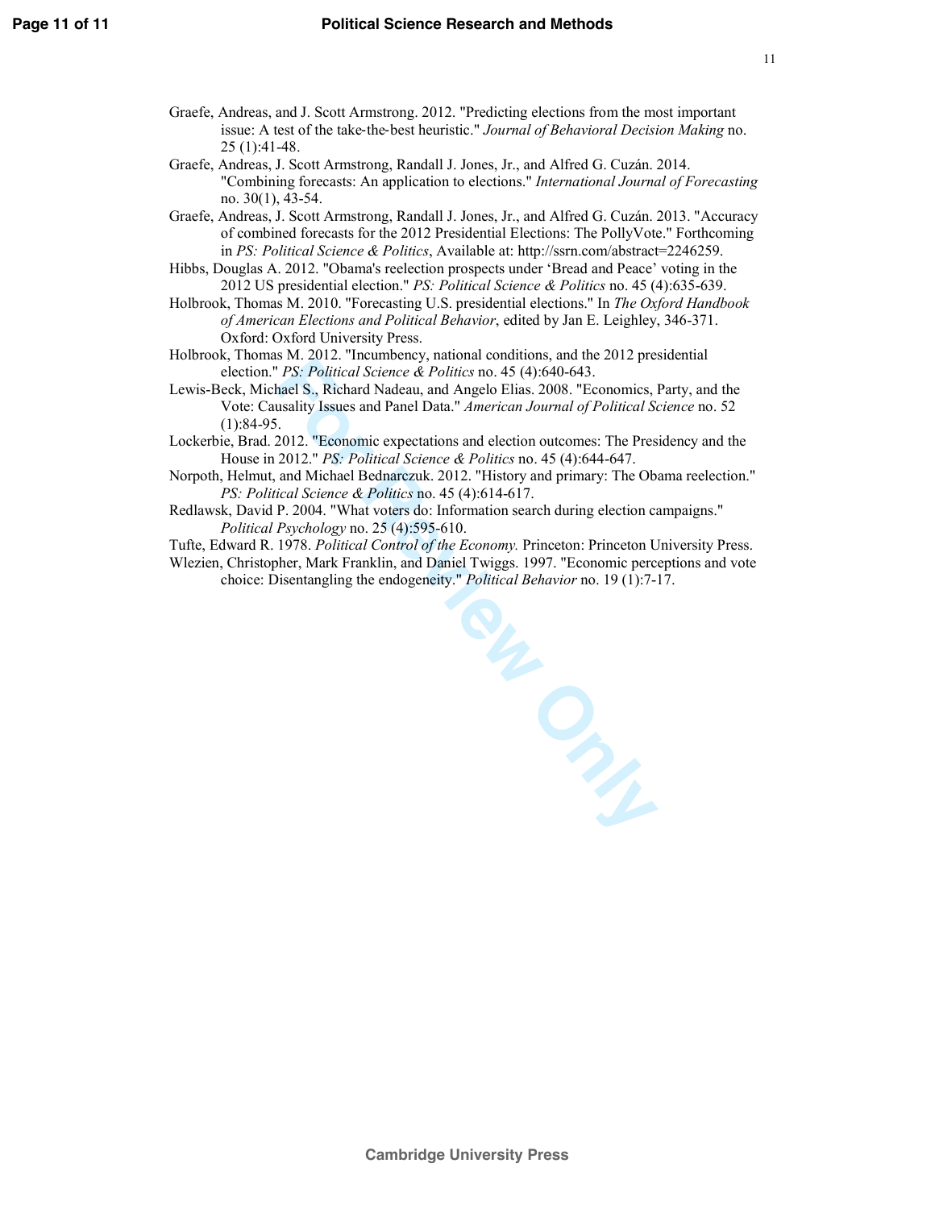Graefe, Andreas, and J. Scott Armstrong. 2012. "Predicting elections from the most important issue: A test of the take-the-best heuristic." *Journal of Behavioral Decision Making* no. 25 (1):41-48.

Graefe, Andreas, J. Scott Armstrong, Randall J. Jones, Jr., and Alfred G. Cuzán. 2014. "Combining forecasts: An application to elections." *International Journal of Forecasting* no. 30(1), 43-54.

Graefe, Andreas, J. Scott Armstrong, Randall J. Jones, Jr., and Alfred G. Cuzán. 2013. "Accuracy of combined forecasts for the 2012 Presidential Elections: The PollyVote." Forthcoming in *PS: Political Science & Politics*, Available at: http://ssrn.com/abstract=2246259.

Hibbs, Douglas A. 2012. "Obama's reelection prospects under 'Bread and Peace' voting in the 2012 US presidential election." *PS: Political Science & Politics* no. 45 (4):635-639.

Holbrook, Thomas M. 2010. "Forecasting U.S. presidential elections." In *The Oxford Handbook of American Elections and Political Behavior*, edited by Jan E. Leighley, 346-371. Oxford: Oxford University Press.

Holbrook, Thomas M. 2012. "Incumbency, national conditions, and the 2012 presidential election." *PS: Political Science & Politics* no. 45 (4):640-643.

Lewis-Beck, Michael S., Richard Nadeau, and Angelo Elias. 2008. "Economics, Party, and the Vote: Causality Issues and Panel Data." *American Journal of Political Science* no. 52 (1):84-95.

Lockerbie, Brad. 2012. "Economic expectations and election outcomes: The Presidency and the House in 2012." *PS: Political Science & Politics* no. 45 (4):644-647.

Norpoth, Helmut, and Michael Bednarczuk. 2012. "History and primary: The Obama reelection." *PS: Political Science & Politics* no. 45 (4):614-617.

Redlawsk, David P. 2004. "What voters do: Information search during election campaigns." *Political Psychology* no. 25 (4):595-610.

Tufte, Edward R. 1978. *Political Control of the Economy.* Princeton: Princeton University Press.

Wlezien, Christopher, Mark Franklin, and Daniel Twiggs. 1997. "Economic perceptions and vote choice: Disentangling the endogeneity." *Political Behavior* no. 19 (1):7-17.